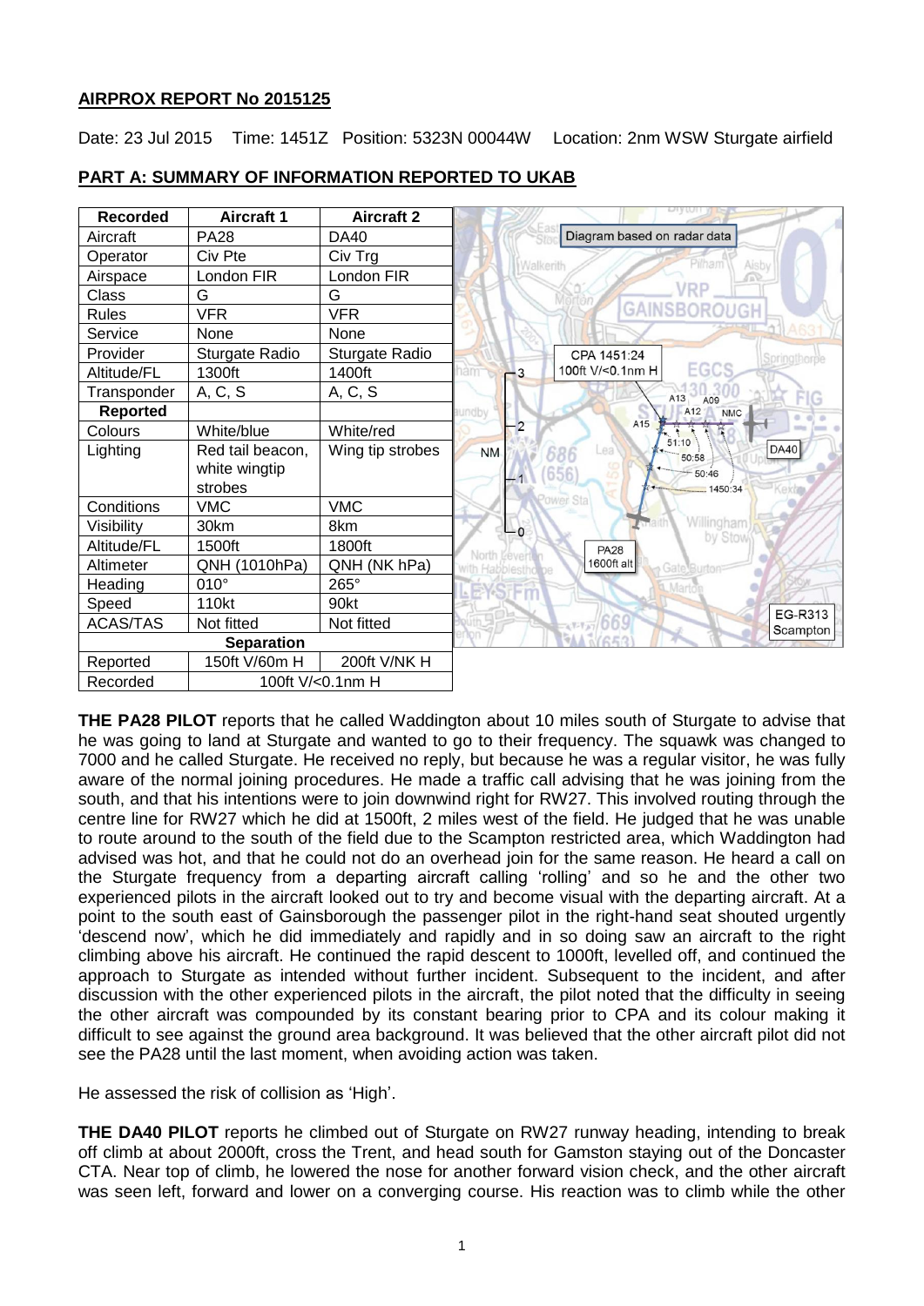## AIRPROX REPORT No 2015125

Date: 23 Jul 2015 Time: 1451Z Position: 5323N 00044W Location: 2nm WSW Sturgate airfield

## PART A: SUMMARY OF INFORMATION REPORTED TO UKAB

| Recorded | Aircraft 1 | Aircraft 2 |
|---|---|---|
| Aircraft | PA28 | DA40 |
| Operator | Civ Pte | Civ Trg |
| Airspace | London FIR | London FIR |
| Class | G | G |
| Rules | VFR | VFR |
| Service | None | None |
| Provider | Sturgate Radio | Sturgate Radio |
| Altitude/FL | 1300ft | 1400ft |
| Transponder | A, C, S | A, C, S |
| **Reported** | | |
| Colours | White/blue | White/red |
| Lighting | Red tail beacon, white wingtip strobes | Wing tip strobes |
| Conditions | VMC | VMC |
| Visibility | 30km | 8km |
| Altitude/FL | 1500ft | 1800ft |
| Altimeter | QNH (1010hPa) | QNH (NK hPa) |
| Heading | 010° | 265° |
| Speed | 110kt | 90kt |
| ACAS/TAS | Not fitted | Not fitted |
| **Separation** | | |
| Reported | 150ft V/60m H | 200ft V/NK H |
| Recorded | 100ft V/<0.1nm H | |

Diagram based on radar data

CPA 1451:24
100ft V/<0.1nm H

**THE PA28 PILOT** reports that he called Waddington about 10 miles south of Sturgate to advise that he was going to land at Sturgate and wanted to go to their frequency. The squawk was changed to 7000 and he called Sturgate. He received no reply, but because he was a regular visitor, he was fully aware of the normal joining procedures. He made a traffic call advising that he was joining from the south, and that his intentions were to join downwind right for RW27. This involved routing through the centre line for RW27 which he did at 1500ft, 2 miles west of the field. He judged that he was unable to route around to the south of the field due to the Scampton restricted area, which Waddington had advised was hot, and that he could not do an overhead join for the same reason. He heard a call on the Sturgate frequency from a departing aircraft calling 'rolling' and so he and the other two experienced pilots in the aircraft looked out to try and become visual with the departing aircraft. At a point to the south east of Gainsborough the passenger pilot in the right-hand seat shouted urgently 'descend now', which he did immediately and rapidly and in so doing saw an aircraft to the right climbing above his aircraft. He continued the rapid descent to 1000ft, levelled off, and continued the approach to Sturgate as intended without further incident. Subsequent to the incident, and after discussion with the other experienced pilots in the aircraft, the pilot noted that the difficulty in seeing the other aircraft was compounded by its constant bearing prior to CPA and its colour making it difficult to see against the ground area background. It was believed that the other aircraft pilot did not see the PA28 until the last moment, when avoiding action was taken.

He assessed the risk of collision as 'High'.

**THE DA40 PILOT** reports he climbed out of Sturgate on RW27 runway heading, intending to break off climb at about 2000ft, cross the Trent, and head south for Gamston staying out of the Doncaster CTA. Near top of climb, he lowered the nose for another forward vision check, and the other aircraft was seen left, forward and lower on a converging course. His reaction was to climb while the other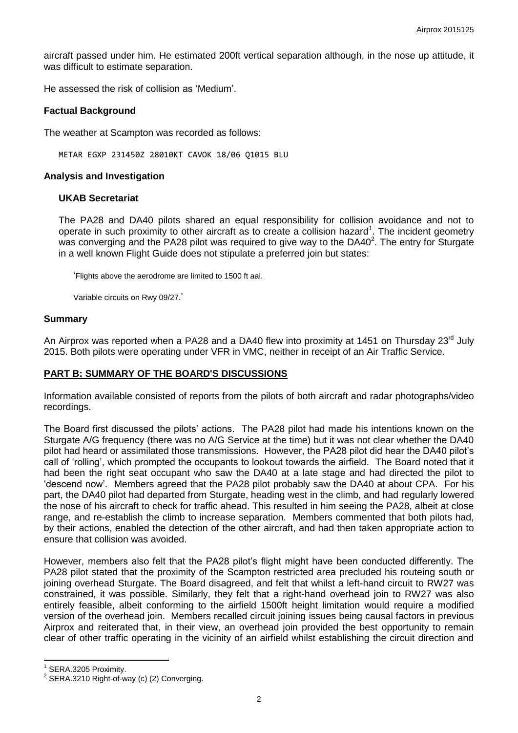aircraft passed under him. He estimated 200ft vertical separation although, in the nose up attitude, it was difficult to estimate separation.

He assessed the risk of collision as 'Medium'.

### Factual Background

The weather at Scampton was recorded as follows:

```
METAR EGXP 231450Z 28010KT CAVOK 18/06 Q1015 BLU
```

### Analysis and Investigation

#### UKAB Secretariat

The PA28 and DA40 pilots shared an equal responsibility for collision avoidance and not to operate in such proximity to other aircraft as to create a collision hazard[1]. The incident geometry was converging and the PA28 pilot was required to give way to the DA40[2]. The entry for Sturgate in a well known Flight Guide does not stipulate a preferred join but states:

> 'Flights above the aerodrome are limited to 1500 ft aal.
>
> Variable circuits on Rwy 09/27.'

### Summary

An Airprox was reported when a PA28 and a DA40 flew into proximity at 1451 on Thursday 23rd July 2015. Both pilots were operating under VFR in VMC, neither in receipt of an Air Traffic Service.

## PART B: SUMMARY OF THE BOARD'S DISCUSSIONS

Information available consisted of reports from the pilots of both aircraft and radar photographs/video recordings.

The Board first discussed the pilots' actions. The PA28 pilot had made his intentions known on the Sturgate A/G frequency (there was no A/G Service at the time) but it was not clear whether the DA40 pilot had heard or assimilated those transmissions. However, the PA28 pilot did hear the DA40 pilot's call of 'rolling', which prompted the occupants to lookout towards the airfield. The Board noted that it had been the right seat occupant who saw the DA40 at a late stage and had directed the pilot to 'descend now'. Members agreed that the PA28 pilot probably saw the DA40 at about CPA. For his part, the DA40 pilot had departed from Sturgate, heading west in the climb, and had regularly lowered the nose of his aircraft to check for traffic ahead. This resulted in him seeing the PA28, albeit at close range, and re-establish the climb to increase separation. Members commented that both pilots had, by their actions, enabled the detection of the other aircraft, and had then taken appropriate action to ensure that collision was avoided.

However, members also felt that the PA28 pilot's flight might have been conducted differently. The PA28 pilot stated that the proximity of the Scampton restricted area precluded his routeing south or joining overhead Sturgate. The Board disagreed, and felt that whilst a left-hand circuit to RW27 was constrained, it was possible. Similarly, they felt that a right-hand overhead join to RW27 was also entirely feasible, albeit conforming to the airfield 1500ft height limitation would require a modified version of the overhead join. Members recalled circuit joining issues being causal factors in previous Airprox and reiterated that, in their view, an overhead join provided the best opportunity to remain clear of other traffic operating in the vicinity of an airfield whilst establishing the circuit direction and

---

[1] SERA.3205 Proximity.

[2] SERA.3210 Right-of-way (c) (2) Converging.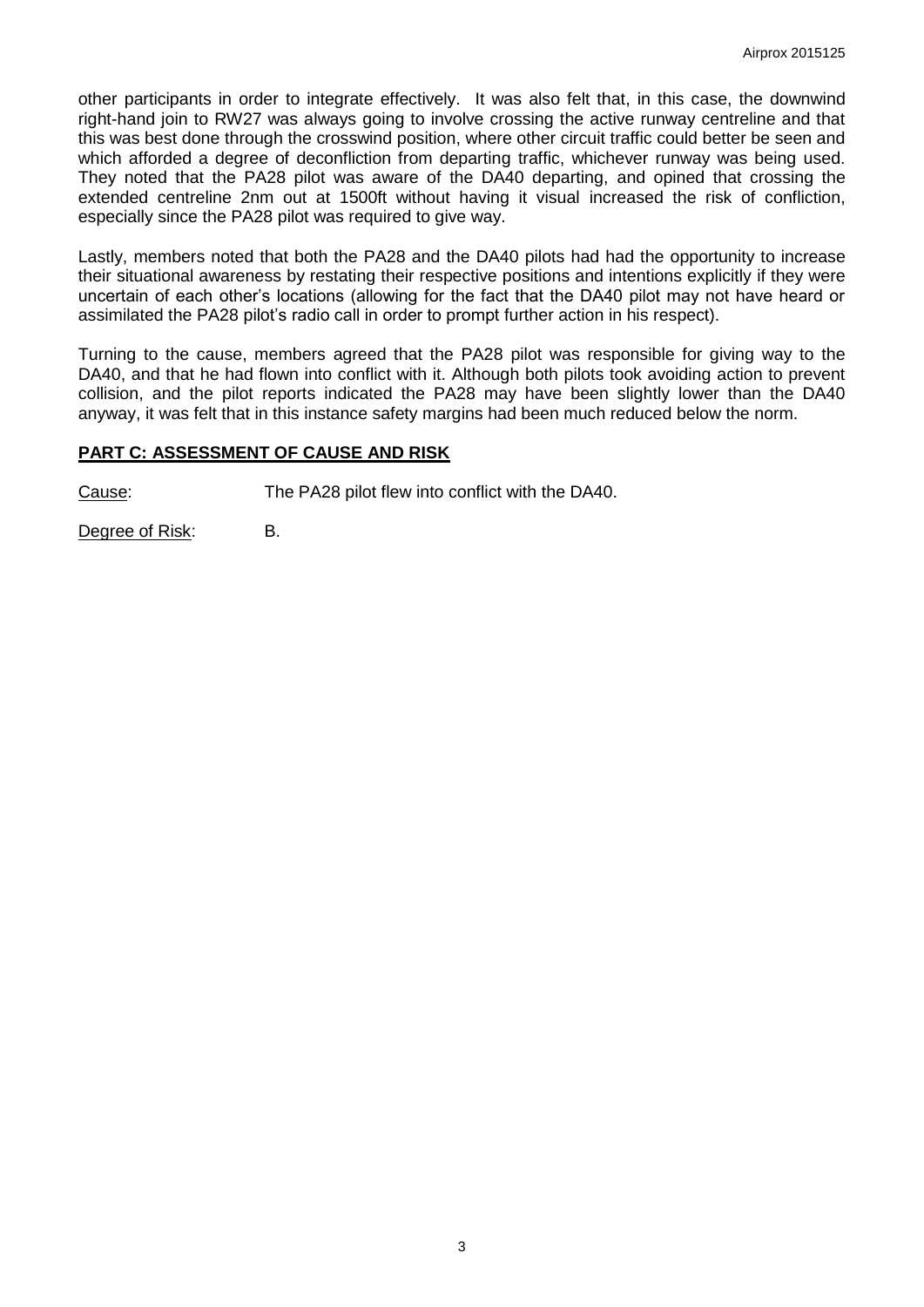other participants in order to integrate effectively. It was also felt that, in this case, the downwind right-hand join to RW27 was always going to involve crossing the active runway centreline and that this was best done through the crosswind position, where other circuit traffic could better be seen and which afforded a degree of deconfliction from departing traffic, whichever runway was being used. They noted that the PA28 pilot was aware of the DA40 departing, and opined that crossing the extended centreline 2nm out at 1500ft without having it visual increased the risk of confliction, especially since the PA28 pilot was required to give way.

Lastly, members noted that both the PA28 and the DA40 pilots had had the opportunity to increase their situational awareness by restating their respective positions and intentions explicitly if they were uncertain of each other's locations (allowing for the fact that the DA40 pilot may not have heard or assimilated the PA28 pilot's radio call in order to prompt further action in his respect).

Turning to the cause, members agreed that the PA28 pilot was responsible for giving way to the DA40, and that he had flown into conflict with it. Although both pilots took avoiding action to prevent collision, and the pilot reports indicated the PA28 may have been slightly lower than the DA40 anyway, it was felt that in this instance safety margins had been much reduced below the norm.

## PART C: ASSESSMENT OF CAUSE AND RISK

Cause: The PA28 pilot flew into conflict with the DA40.

Degree of Risk: B.